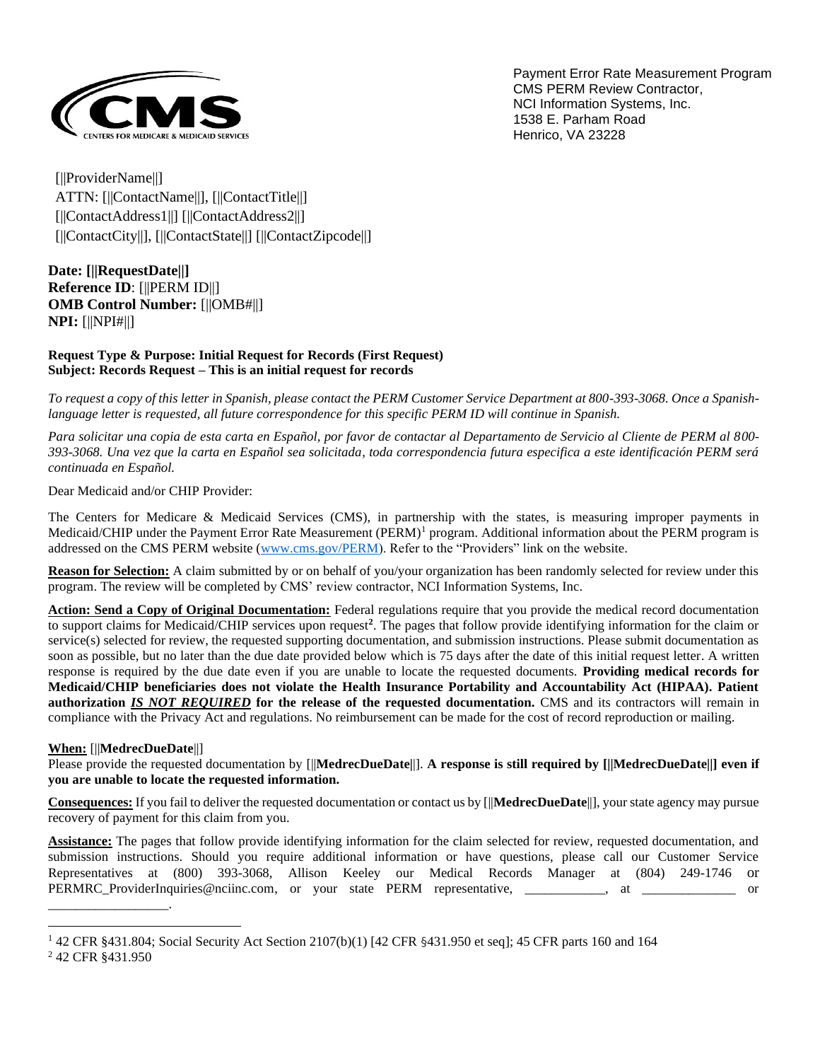Payment Error Rate Measurement Program
CMS PERM Review Contractor,
NCI Information Systems, Inc.
1538 E. Parham Road
Henrico, VA 23228

[||ProviderName||]
ATTN: [||ContactName||], [||ContactTitle||]
[||ContactAddress1||] [||ContactAddress2||]
[||ContactCity||], [||ContactState||] [||ContactZipcode||]

**Date: [||RequestDate||]**
**Reference ID**: [||PERM ID||]
**OMB Control Number:** [||OMB#||]
**NPI:** [||NPI#||]

**Request Type & Purpose: Initial Request for Records (First Request)**
**Subject: Records Request – This is an initial request for records**

*To request a copy of this letter in Spanish, please contact the PERM Customer Service Department at 800-393-3068. Once a Spanish-language letter is requested, all future correspondence for this specific PERM ID will continue in Spanish.*

*Para solicitar una copia de esta carta en Español, por favor de contactar al Departamento de Servicio al Cliente de PERM al 800-393-3068. Una vez que la carta en Español sea solicitada, toda correspondencia futura especifica a este identificación PERM será continuada en Español.*

Dear Medicaid and/or CHIP Provider:

The Centers for Medicare & Medicaid Services (CMS), in partnership with the states, is measuring improper payments in Medicaid/CHIP under the Payment Error Rate Measurement (PERM)[1] program. Additional information about the PERM program is addressed on the CMS PERM website (www.cms.gov/PERM). Refer to the "Providers" link on the website.

**Reason for Selection:** A claim submitted by or on behalf of you/your organization has been randomly selected for review under this program. The review will be completed by CMS' review contractor, NCI Information Systems, Inc.

**Action: Send a Copy of Original Documentation:** Federal regulations require that you provide the medical record documentation to support claims for Medicaid/CHIP services upon request[2]. The pages that follow provide identifying information for the claim or service(s) selected for review, the requested supporting documentation, and submission instructions. Please submit documentation as soon as possible, but no later than the due date provided below which is 75 days after the date of this initial request letter. A written response is required by the due date even if you are unable to locate the requested documents. **Providing medical records for Medicaid/CHIP beneficiaries does not violate the Health Insurance Portability and Accountability Act (HIPAA). Patient authorization *IS NOT REQUIRED* for the release of the requested documentation.** CMS and its contractors will remain in compliance with the Privacy Act and regulations. No reimbursement can be made for the cost of record reproduction or mailing.

**When:** [||**MedrecDueDate**||]
Please provide the requested documentation by [||**MedrecDueDate**||]. **A response is still required by [||MedrecDueDate||] even if you are unable to locate the requested information.**

**Consequences:** If you fail to deliver the requested documentation or contact us by [||**MedrecDueDate**||], your state agency may pursue recovery of payment for this claim from you.

**Assistance:** The pages that follow provide identifying information for the claim selected for review, requested documentation, and submission instructions. Should you require additional information or have questions, please call our Customer Service Representatives at (800) 393-3068, Allison Keeley our Medical Records Manager at (804) 249-1746 or PERMRC_ProviderInquiries@nciinc.com, or your state PERM representative, ____________, at ______________ or __________________.

[1] 42 CFR §431.804; Social Security Act Section 2107(b)(1) [42 CFR §431.950 et seq]; 45 CFR parts 160 and 164
[2] 42 CFR §431.950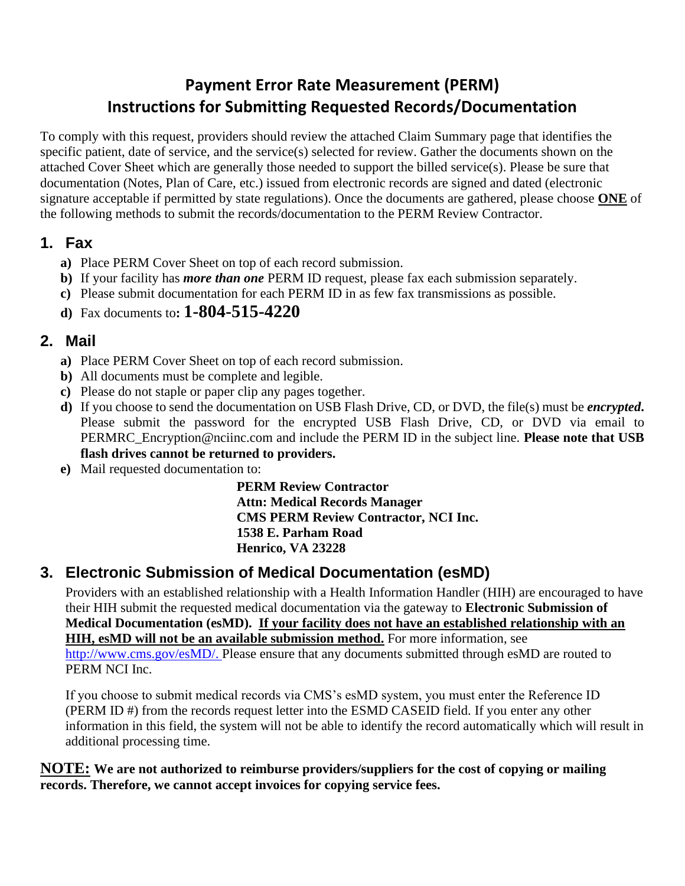# Payment Error Rate Measurement (PERM)
# Instructions for Submitting Requested Records/Documentation

To comply with this request, providers should review the attached Claim Summary page that identifies the specific patient, date of service, and the service(s) selected for review. Gather the documents shown on the attached Cover Sheet which are generally those needed to support the billed service(s). Please be sure that documentation (Notes, Plan of Care, etc.) issued from electronic records are signed and dated (electronic signature acceptable if permitted by state regulations). Once the documents are gathered, please choose <u>**ONE**</u> of the following methods to submit the records/documentation to the PERM Review Contractor.

## 1. Fax

- **a)** Place PERM Cover Sheet on top of each record submission.
- **b)** If your facility has ***more than one*** PERM ID request, please fax each submission separately.
- **c)** Please submit documentation for each PERM ID in as few fax transmissions as possible.
- **d)** Fax documents to**: 1-804-515-4220**

## 2. Mail

- **a)** Place PERM Cover Sheet on top of each record submission.
- **b)** All documents must be complete and legible.
- **c)** Please do not staple or paper clip any pages together.
- **d)** If you choose to send the documentation on USB Flash Drive, CD, or DVD, the file(s) must be ***encrypted*.** Please submit the password for the encrypted USB Flash Drive, CD, or DVD via email to PERMRC_Encryption@nciinc.com and include the PERM ID in the subject line. **Please note that USB flash drives cannot be returned to providers.**
- **e)** Mail requested documentation to:

  **PERM Review Contractor**
  **Attn: Medical Records Manager**
  **CMS PERM Review Contractor, NCI Inc.**
  **1538 E. Parham Road**
  **Henrico, VA 23228**

## 3. Electronic Submission of Medical Documentation (esMD)

Providers with an established relationship with a Health Information Handler (HIH) are encouraged to have their HIH submit the requested medical documentation via the gateway to **Electronic Submission of Medical Documentation (esMD).** <u>**If your facility does not have an established relationship with an HIH, esMD will not be an available submission method.**</u> For more information, see http://www.cms.gov/esMD/. Please ensure that any documents submitted through esMD are routed to PERM NCI Inc.

If you choose to submit medical records via CMS's esMD system, you must enter the Reference ID (PERM ID #) from the records request letter into the ESMD CASEID field. If you enter any other information in this field, the system will not be able to identify the record automatically which will result in additional processing time.

<u>**NOTE:**</u> **We are not authorized to reimburse providers/suppliers for the cost of copying or mailing records. Therefore, we cannot accept invoices for copying service fees.**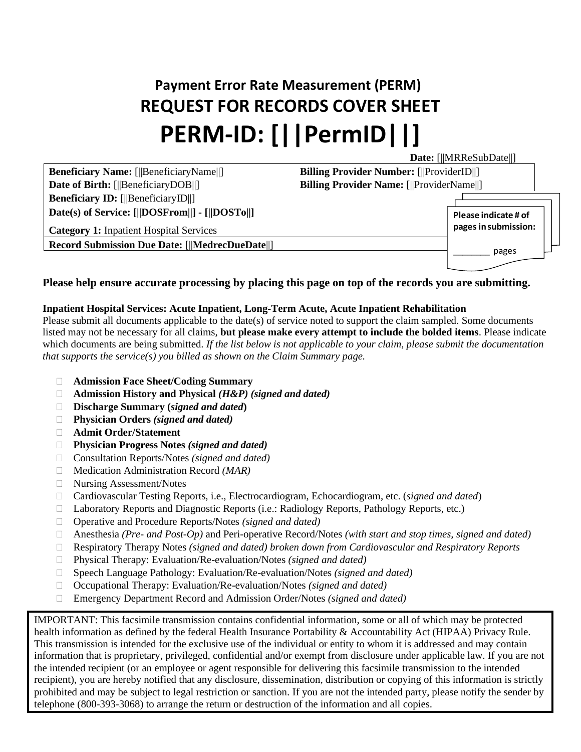# Payment Error Rate Measurement (PERM)

# REQUEST FOR RECORDS COVER SHEET

# PERM-ID: [||PermID||]

**Date:** [||MRReSubDate||]

**Beneficiary Name:** [||BeneficiaryName||]
**Date of Birth:** [||BeneficiaryDOB||]
**Beneficiary ID:** [||BeneficiaryID||]
**Date(s) of Service: [||DOSFrom||] - [||DOSTo||]**
**Category 1:** Inpatient Hospital Services
**Record Submission Due Date:** [||**MedrecDueDate**||]

**Billing Provider Number:** [||ProviderID||]
**Billing Provider Name:** [||ProviderName||]

**Please indicate # of pages in submission:**

________ pages

**Please help ensure accurate processing by placing this page on top of the records you are submitting.**

**Inpatient Hospital Services: Acute Inpatient, Long-Term Acute, Acute Inpatient Rehabilitation**
Please submit all documents applicable to the date(s) of service noted to support the claim sampled. Some documents listed may not be necessary for all claims, **but please make every attempt to include the bolded items**. Please indicate which documents are being submitted. *If the list below is not applicable to your claim, please submit the documentation that supports the service(s) you billed as shown on the Claim Summary page.*

- **Admission Face Sheet/Coding Summary**
- **Admission History and Physical *(H&P) (signed and dated)***
- **Discharge Summary (*signed and dated*)**
- **Physician Orders *(signed and dated)***
- **Admit Order/Statement**
- **Physician Progress Notes *(signed and dated)***
- Consultation Reports/Notes *(signed and dated)*
- Medication Administration Record *(MAR)*
- Nursing Assessment/Notes
- Cardiovascular Testing Reports, i.e., Electrocardiogram, Echocardiogram, etc. (*signed and dated*)
- Laboratory Reports and Diagnostic Reports (i.e.: Radiology Reports, Pathology Reports, etc.)
- Operative and Procedure Reports/Notes *(signed and dated)*
- Anesthesia *(Pre- and Post-Op)* and Peri-operative Record/Notes *(with start and stop times, signed and dated)*
- Respiratory Therapy Notes *(signed and dated) broken down from Cardiovascular and Respiratory Reports*
- Physical Therapy: Evaluation/Re-evaluation/Notes *(signed and dated)*
- Speech Language Pathology: Evaluation/Re-evaluation/Notes *(signed and dated)*
- Occupational Therapy: Evaluation/Re-evaluation/Notes *(signed and dated)*
- Emergency Department Record and Admission Order/Notes *(signed and dated)*

IMPORTANT: This facsimile transmission contains confidential information, some or all of which may be protected health information as defined by the federal Health Insurance Portability & Accountability Act (HIPAA) Privacy Rule. This transmission is intended for the exclusive use of the individual or entity to whom it is addressed and may contain information that is proprietary, privileged, confidential and/or exempt from disclosure under applicable law. If you are not the intended recipient (or an employee or agent responsible for delivering this facsimile transmission to the intended recipient), you are hereby notified that any disclosure, dissemination, distribution or copying of this information is strictly prohibited and may be subject to legal restriction or sanction. If you are not the intended party, please notify the sender by telephone (800-393-3068) to arrange the return or destruction of the information and all copies.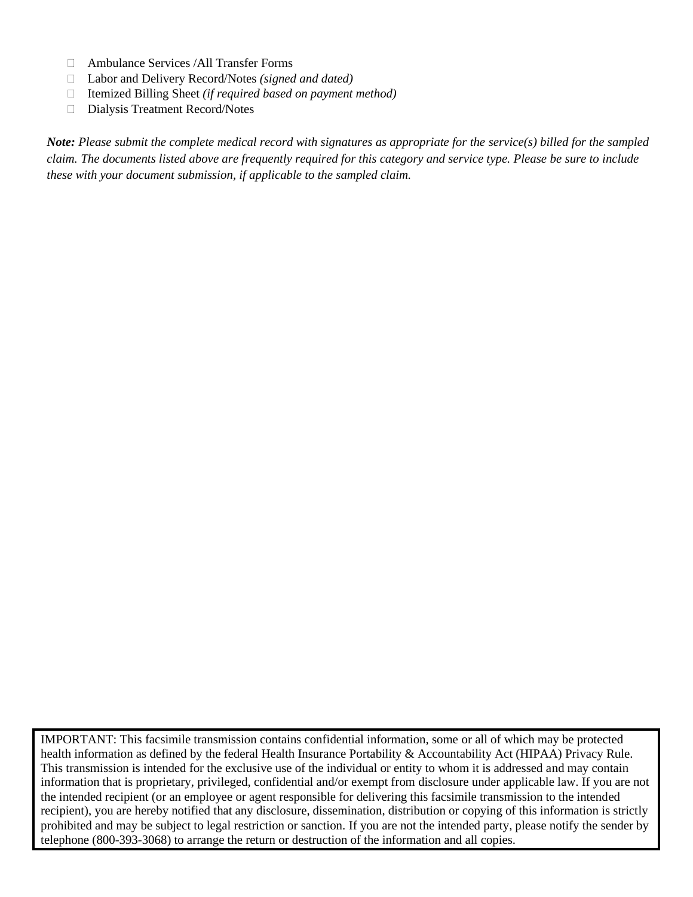- Ambulance Services /All Transfer Forms
- Labor and Delivery Record/Notes *(signed and dated)*
- Itemized Billing Sheet *(if required based on payment method)*
- Dialysis Treatment Record/Notes

***Note:*** *Please submit the complete medical record with signatures as appropriate for the service(s) billed for the sampled claim. The documents listed above are frequently required for this category and service type. Please be sure to include these with your document submission, if applicable to the sampled claim.*

IMPORTANT: This facsimile transmission contains confidential information, some or all of which may be protected health information as defined by the federal Health Insurance Portability & Accountability Act (HIPAA) Privacy Rule. This transmission is intended for the exclusive use of the individual or entity to whom it is addressed and may contain information that is proprietary, privileged, confidential and/or exempt from disclosure under applicable law. If you are not the intended recipient (or an employee or agent responsible for delivering this facsimile transmission to the intended recipient), you are hereby notified that any disclosure, dissemination, distribution or copying of this information is strictly prohibited and may be subject to legal restriction or sanction. If you are not the intended party, please notify the sender by telephone (800-393-3068) to arrange the return or destruction of the information and all copies.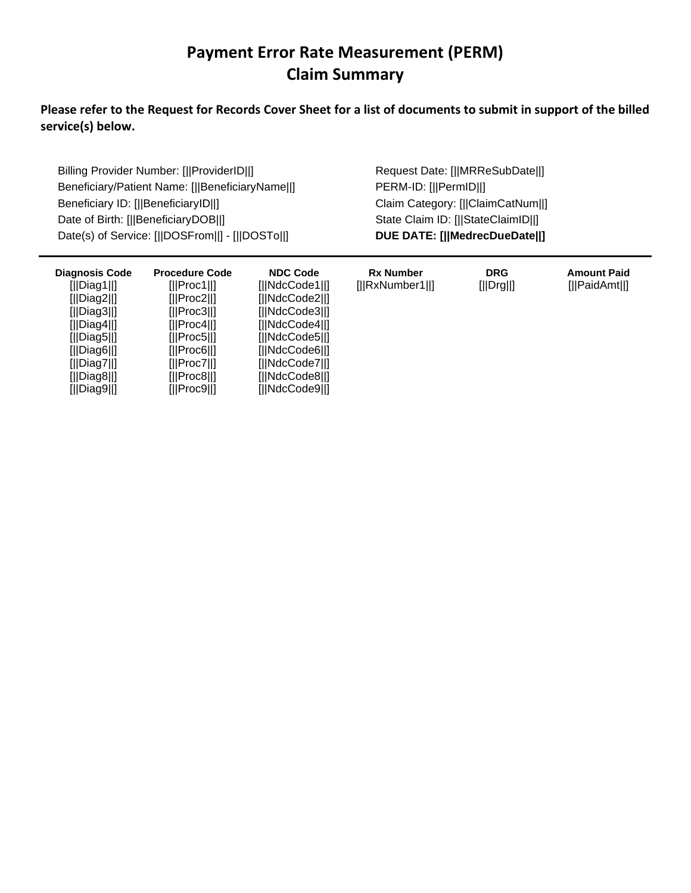# Payment Error Rate Measurement (PERM)
# Claim Summary

**Please refer to the Request for Records Cover Sheet for a list of documents to submit in support of the billed service(s) below.**

Billing Provider Number: [||ProviderID||]
Beneficiary/Patient Name: [||BeneficiaryName||]
Beneficiary ID: [||BeneficiaryID||]
Date of Birth: [||BeneficiaryDOB||]
Date(s) of Service: [||DOSFrom||] - [||DOSTo||]

Request Date: [||MRReSubDate||]
PERM-ID: [||PermID||]
Claim Category: [||ClaimCatNum||]
State Claim ID: [||StateClaimID||]
**DUE DATE: [||MedrecDueDate||]**

---

| Diagnosis Code | Procedure Code | NDC Code | Rx Number | DRG | Amount Paid |
|---|---|---|---|---|---|
| [||Diag1||] | [||Proc1||] | [||NdcCode1||] | [||RxNumber1||] | [||Drg||] | [||PaidAmt||] |
| [||Diag2||] | [||Proc2||] | [||NdcCode2||] | | | |
| [||Diag3||] | [||Proc3||] | [||NdcCode3||] | | | |
| [||Diag4||] | [||Proc4||] | [||NdcCode4||] | | | |
| [||Diag5||] | [||Proc5||] | [||NdcCode5||] | | | |
| [||Diag6||] | [||Proc6||] | [||NdcCode6||] | | | |
| [||Diag7||] | [||Proc7||] | [||NdcCode7||] | | | |
| [||Diag8||] | [||Proc8||] | [||NdcCode8||] | | | |
| [||Diag9||] | [||Proc9||] | [||NdcCode9||] | | | |